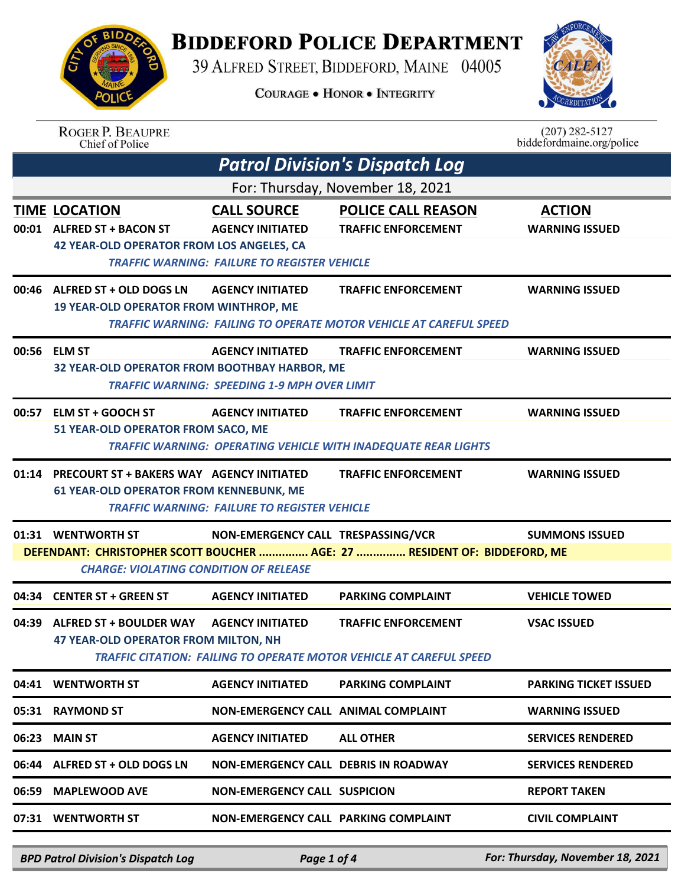# BIDDEFORD POLICE DEPARTMENT

39 ALFRED STREET, BIDDEFORD, MAINE 04005

COURAGE • HONOR • INTEGRITY

ROGER P. BEAUPRE
Chief of Police

(207) 282-5127
biddefordmaine.org/police

## *Patrol Division's Dispatch Log*

For: Thursday, November 18, 2021

| TIME | LOCATION | CALL SOURCE | POLICE CALL REASON | ACTION |
|---|---|---|---|---|
| 00:01 | ALFRED ST + BACON ST | AGENCY INITIATED | TRAFFIC ENFORCEMENT | WARNING ISSUED |
| | 42 YEAR-OLD OPERATOR FROM LOS ANGELES, CA | | | |
| | *TRAFFIC WARNING: FAILURE TO REGISTER VEHICLE* | | | |
| 00:46 | ALFRED ST + OLD DOGS LN | AGENCY INITIATED | TRAFFIC ENFORCEMENT | WARNING ISSUED |
| | 19 YEAR-OLD OPERATOR FROM WINTHROP, ME | | | |
| | *TRAFFIC WARNING: FAILING TO OPERATE MOTOR VEHICLE AT CAREFUL SPEED* | | | |
| 00:56 | ELM ST | AGENCY INITIATED | TRAFFIC ENFORCEMENT | WARNING ISSUED |
| | 32 YEAR-OLD OPERATOR FROM BOOTHBAY HARBOR, ME | | | |
| | *TRAFFIC WARNING: SPEEDING 1-9 MPH OVER LIMIT* | | | |
| 00:57 | ELM ST + GOOCH ST | AGENCY INITIATED | TRAFFIC ENFORCEMENT | WARNING ISSUED |
| | 51 YEAR-OLD OPERATOR FROM SACO, ME | | | |
| | *TRAFFIC WARNING: OPERATING VEHICLE WITH INADEQUATE REAR LIGHTS* | | | |
| 01:14 | PRECOURT ST + BAKERS WAY | AGENCY INITIATED | TRAFFIC ENFORCEMENT | WARNING ISSUED |
| | 61 YEAR-OLD OPERATOR FROM KENNEBUNK, ME | | | |
| | *TRAFFIC WARNING: FAILURE TO REGISTER VEHICLE* | | | |
| 01:31 | WENTWORTH ST | NON-EMERGENCY CALL | TRESPASSING/VCR | SUMMONS ISSUED |
| | DEFENDANT: CHRISTOPHER SCOTT BOUCHER ............... AGE: 27 ............... RESIDENT OF: BIDDEFORD, ME | | | |
| | *CHARGE: VIOLATING CONDITION OF RELEASE* | | | |
| 04:34 | CENTER ST + GREEN ST | AGENCY INITIATED | PARKING COMPLAINT | VEHICLE TOWED |
| 04:39 | ALFRED ST + BOULDER WAY | AGENCY INITIATED | TRAFFIC ENFORCEMENT | VSAC ISSUED |
| | 47 YEAR-OLD OPERATOR FROM MILTON, NH | | | |
| | *TRAFFIC CITATION: FAILING TO OPERATE MOTOR VEHICLE AT CAREFUL SPEED* | | | |
| 04:41 | WENTWORTH ST | AGENCY INITIATED | PARKING COMPLAINT | PARKING TICKET ISSUED |
| 05:31 | RAYMOND ST | NON-EMERGENCY CALL | ANIMAL COMPLAINT | WARNING ISSUED |
| 06:23 | MAIN ST | AGENCY INITIATED | ALL OTHER | SERVICES RENDERED |
| 06:44 | ALFRED ST + OLD DOGS LN | NON-EMERGENCY CALL | DEBRIS IN ROADWAY | SERVICES RENDERED |
| 06:59 | MAPLEWOOD AVE | NON-EMERGENCY CALL | SUSPICION | REPORT TAKEN |
| 07:31 | WENTWORTH ST | NON-EMERGENCY CALL | PARKING COMPLAINT | CIVIL COMPLAINT |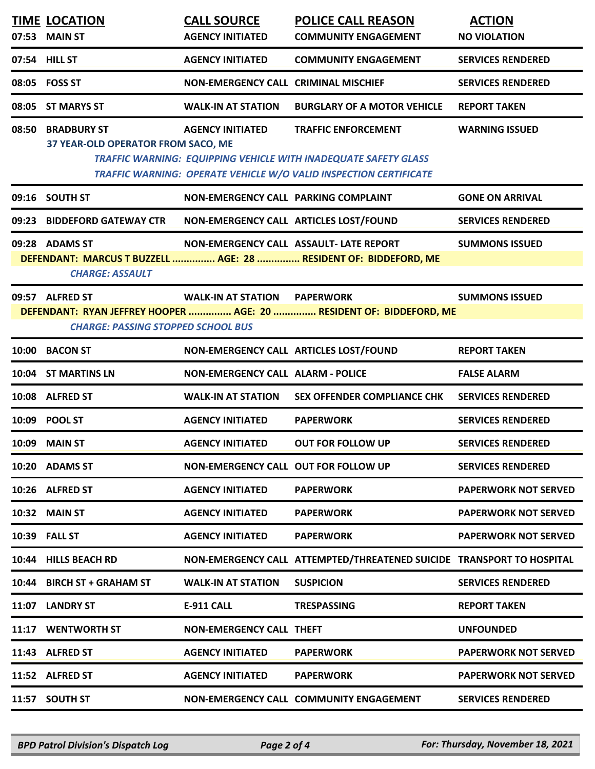| TIME | LOCATION | CALL SOURCE | POLICE CALL REASON | ACTION |
|---|---|---|---|---|
| 07:53 | MAIN ST | AGENCY INITIATED | COMMUNITY ENGAGEMENT | NO VIOLATION |
| 07:54 | HILL ST | AGENCY INITIATED | COMMUNITY ENGAGEMENT | SERVICES RENDERED |
| 08:05 | FOSS ST | NON-EMERGENCY CALL | CRIMINAL MISCHIEF | SERVICES RENDERED |
| 08:05 | ST MARYS ST | WALK-IN AT STATION | BURGLARY OF A MOTOR VEHICLE | REPORT TAKEN |
| 08:50 | BRADBURY ST | AGENCY INITIATED | TRAFFIC ENFORCEMENT | WARNING ISSUED |

37 YEAR-OLD OPERATOR FROM SACO, ME

*TRAFFIC WARNING: EQUIPPING VEHICLE WITH INADEQUATE SAFETY GLASS*
*TRAFFIC WARNING: OPERATE VEHICLE W/O VALID INSPECTION CERTIFICATE*

| TIME | LOCATION | CALL SOURCE | POLICE CALL REASON | ACTION |
|---|---|---|---|---|
| 09:16 | SOUTH ST | NON-EMERGENCY CALL | PARKING COMPLAINT | GONE ON ARRIVAL |
| 09:23 | BIDDEFORD GATEWAY CTR | NON-EMERGENCY CALL | ARTICLES LOST/FOUND | SERVICES RENDERED |
| 09:28 | ADAMS ST | NON-EMERGENCY CALL | ASSAULT- LATE REPORT | SUMMONS ISSUED |

DEFENDANT: MARCUS T BUZZELL ............... AGE: 28 ............... RESIDENT OF: BIDDEFORD, ME

*CHARGE: ASSAULT*

| TIME | LOCATION | CALL SOURCE | POLICE CALL REASON | ACTION |
|---|---|---|---|---|
| 09:57 | ALFRED ST | WALK-IN AT STATION | PAPERWORK | SUMMONS ISSUED |

DEFENDANT: RYAN JEFFREY HOOPER ............... AGE: 20 ............... RESIDENT OF: BIDDEFORD, ME

*CHARGE: PASSING STOPPED SCHOOL BUS*

| TIME | LOCATION | CALL SOURCE | POLICE CALL REASON | ACTION |
|---|---|---|---|---|
| 10:00 | BACON ST | NON-EMERGENCY CALL | ARTICLES LOST/FOUND | REPORT TAKEN |
| 10:04 | ST MARTINS LN | NON-EMERGENCY CALL | ALARM - POLICE | FALSE ALARM |
| 10:08 | ALFRED ST | WALK-IN AT STATION | SEX OFFENDER COMPLIANCE CHK | SERVICES RENDERED |
| 10:09 | POOL ST | AGENCY INITIATED | PAPERWORK | SERVICES RENDERED |
| 10:09 | MAIN ST | AGENCY INITIATED | OUT FOR FOLLOW UP | SERVICES RENDERED |
| 10:20 | ADAMS ST | NON-EMERGENCY CALL | OUT FOR FOLLOW UP | SERVICES RENDERED |
| 10:26 | ALFRED ST | AGENCY INITIATED | PAPERWORK | PAPERWORK NOT SERVED |
| 10:32 | MAIN ST | AGENCY INITIATED | PAPERWORK | PAPERWORK NOT SERVED |
| 10:39 | FALL ST | AGENCY INITIATED | PAPERWORK | PAPERWORK NOT SERVED |
| 10:44 | HILLS BEACH RD | NON-EMERGENCY CALL | ATTEMPTED/THREATENED SUICIDE | TRANSPORT TO HOSPITAL |
| 10:44 | BIRCH ST + GRAHAM ST | WALK-IN AT STATION | SUSPICION | SERVICES RENDERED |
| 11:07 | LANDRY ST | E-911 CALL | TRESPASSING | REPORT TAKEN |
| 11:17 | WENTWORTH ST | NON-EMERGENCY CALL | THEFT | UNFOUNDED |
| 11:43 | ALFRED ST | AGENCY INITIATED | PAPERWORK | PAPERWORK NOT SERVED |
| 11:52 | ALFRED ST | AGENCY INITIATED | PAPERWORK | PAPERWORK NOT SERVED |
| 11:57 | SOUTH ST | NON-EMERGENCY CALL | COMMUNITY ENGAGEMENT | SERVICES RENDERED |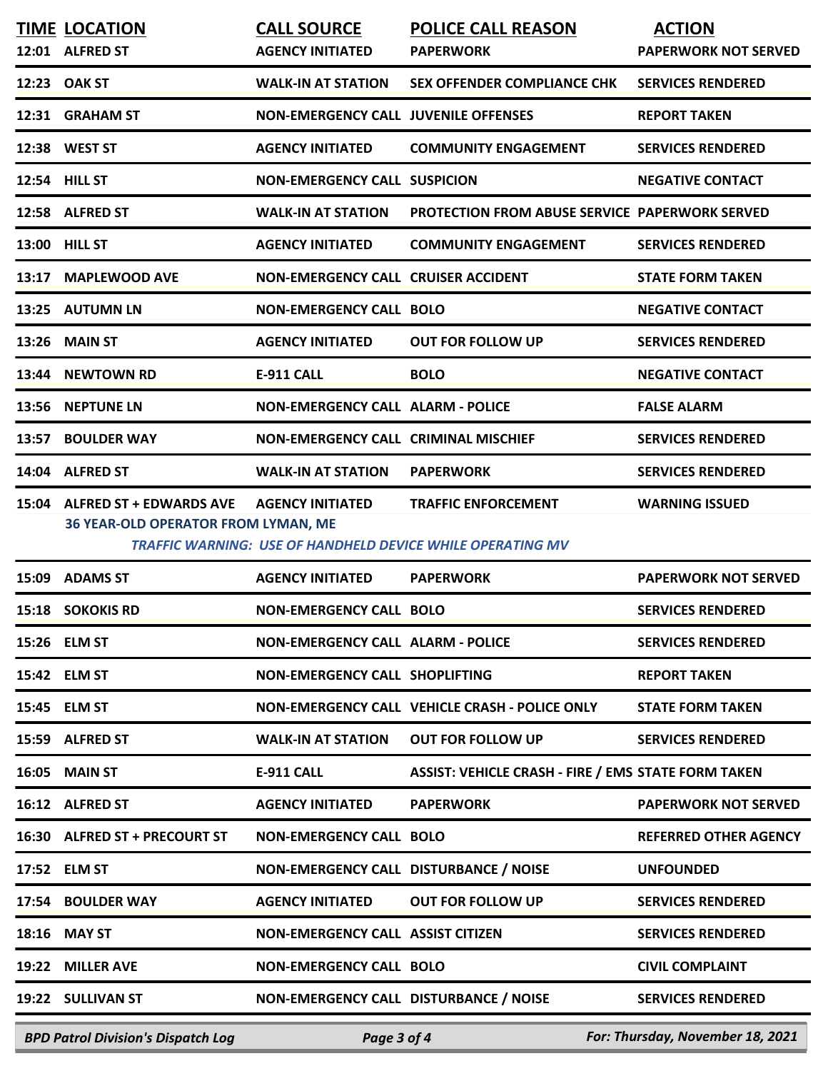| TIME | LOCATION | CALL SOURCE | POLICE CALL REASON | ACTION |
|---|---|---|---|---|
| 12:01 | ALFRED ST | AGENCY INITIATED | PAPERWORK | PAPERWORK NOT SERVED |
| 12:23 | OAK ST | WALK-IN AT STATION | SEX OFFENDER COMPLIANCE CHK | SERVICES RENDERED |
| 12:31 | GRAHAM ST | NON-EMERGENCY CALL | JUVENILE OFFENSES | REPORT TAKEN |
| 12:38 | WEST ST | AGENCY INITIATED | COMMUNITY ENGAGEMENT | SERVICES RENDERED |
| 12:54 | HILL ST | NON-EMERGENCY CALL | SUSPICION | NEGATIVE CONTACT |
| 12:58 | ALFRED ST | WALK-IN AT STATION | PROTECTION FROM ABUSE SERVICE | PAPERWORK SERVED |
| 13:00 | HILL ST | AGENCY INITIATED | COMMUNITY ENGAGEMENT | SERVICES RENDERED |
| 13:17 | MAPLEWOOD AVE | NON-EMERGENCY CALL | CRUISER ACCIDENT | STATE FORM TAKEN |
| 13:25 | AUTUMN LN | NON-EMERGENCY CALL | BOLO | NEGATIVE CONTACT |
| 13:26 | MAIN ST | AGENCY INITIATED | OUT FOR FOLLOW UP | SERVICES RENDERED |
| 13:44 | NEWTOWN RD | E-911 CALL | BOLO | NEGATIVE CONTACT |
| 13:56 | NEPTUNE LN | NON-EMERGENCY CALL | ALARM - POLICE | FALSE ALARM |
| 13:57 | BOULDER WAY | NON-EMERGENCY CALL | CRIMINAL MISCHIEF | SERVICES RENDERED |
| 14:04 | ALFRED ST | WALK-IN AT STATION | PAPERWORK | SERVICES RENDERED |
| 15:04 | ALFRED ST + EDWARDS AVE | AGENCY INITIATED | TRAFFIC ENFORCEMENT | WARNING ISSUED |
| | 36 YEAR-OLD OPERATOR FROM LYMAN, ME | | *TRAFFIC WARNING: USE OF HANDHELD DEVICE WHILE OPERATING MV* | |
| 15:09 | ADAMS ST | AGENCY INITIATED | PAPERWORK | PAPERWORK NOT SERVED |
| 15:18 | SOKOKIS RD | NON-EMERGENCY CALL | BOLO | SERVICES RENDERED |
| 15:26 | ELM ST | NON-EMERGENCY CALL | ALARM - POLICE | SERVICES RENDERED |
| 15:42 | ELM ST | NON-EMERGENCY CALL | SHOPLIFTING | REPORT TAKEN |
| 15:45 | ELM ST | NON-EMERGENCY CALL | VEHICLE CRASH - POLICE ONLY | STATE FORM TAKEN |
| 15:59 | ALFRED ST | WALK-IN AT STATION | OUT FOR FOLLOW UP | SERVICES RENDERED |
| 16:05 | MAIN ST | E-911 CALL | ASSIST: VEHICLE CRASH - FIRE / EMS | STATE FORM TAKEN |
| 16:12 | ALFRED ST | AGENCY INITIATED | PAPERWORK | PAPERWORK NOT SERVED |
| 16:30 | ALFRED ST + PRECOURT ST | NON-EMERGENCY CALL | BOLO | REFERRED OTHER AGENCY |
| 17:52 | ELM ST | NON-EMERGENCY CALL | DISTURBANCE / NOISE | UNFOUNDED |
| 17:54 | BOULDER WAY | AGENCY INITIATED | OUT FOR FOLLOW UP | SERVICES RENDERED |
| 18:16 | MAY ST | NON-EMERGENCY CALL | ASSIST CITIZEN | SERVICES RENDERED |
| 19:22 | MILLER AVE | NON-EMERGENCY CALL | BOLO | CIVIL COMPLAINT |
| 19:22 | SULLIVAN ST | NON-EMERGENCY CALL | DISTURBANCE / NOISE | SERVICES RENDERED |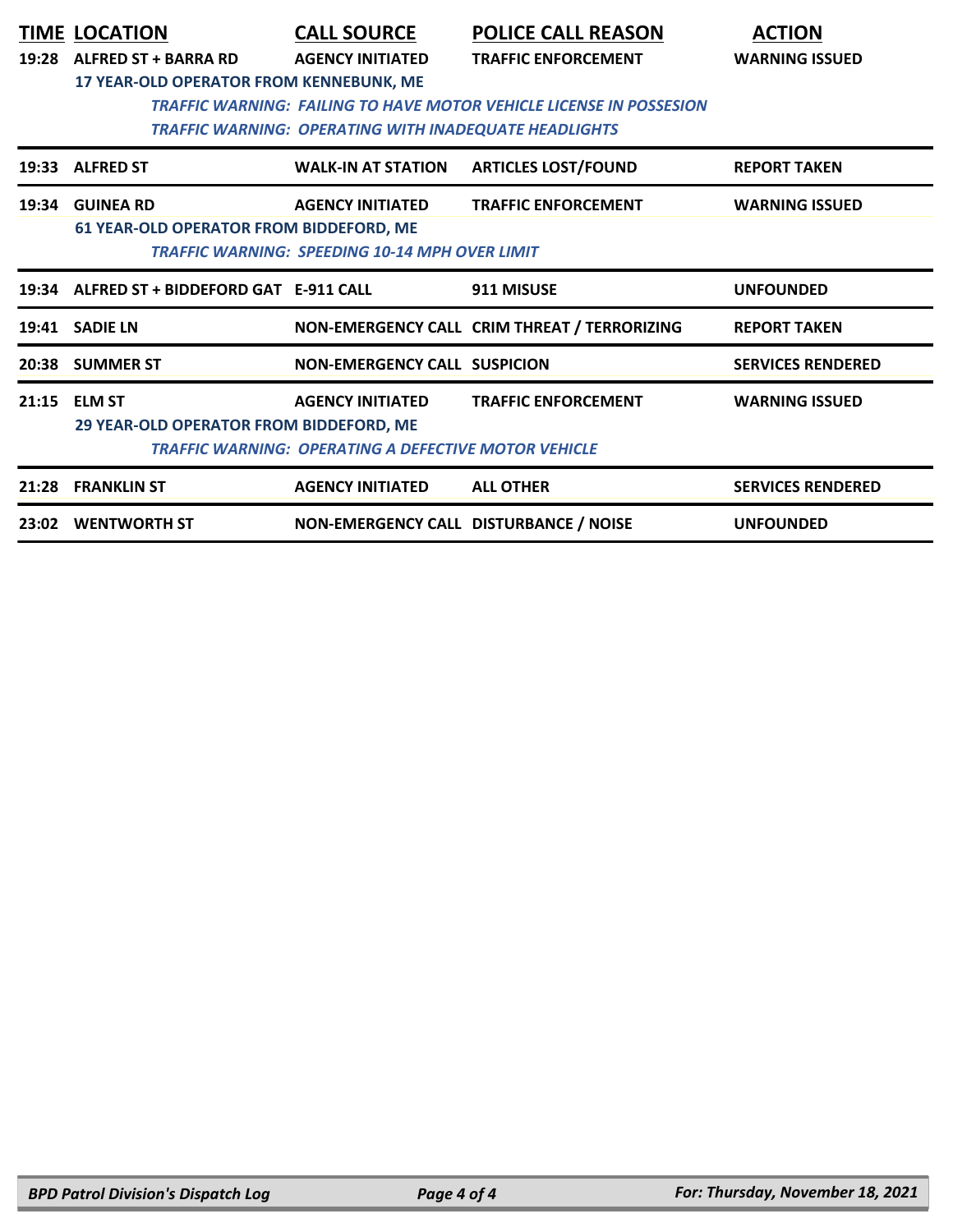| TIME | LOCATION | CALL SOURCE | POLICE CALL REASON | ACTION |
|---|---|---|---|---|
| 19:28 | ALFRED ST + BARRA RD | AGENCY INITIATED | TRAFFIC ENFORCEMENT | WARNING ISSUED |
| | 17 YEAR-OLD OPERATOR FROM KENNEBUNK, ME | | | |
| | | *TRAFFIC WARNING: FAILING TO HAVE MOTOR VEHICLE LICENSE IN POSSESION* | | |
| | | *TRAFFIC WARNING: OPERATING WITH INADEQUATE HEADLIGHTS* | | |
| 19:33 | ALFRED ST | WALK-IN AT STATION | ARTICLES LOST/FOUND | REPORT TAKEN |
| 19:34 | GUINEA RD | AGENCY INITIATED | TRAFFIC ENFORCEMENT | WARNING ISSUED |
| | 61 YEAR-OLD OPERATOR FROM BIDDEFORD, ME | | | |
| | | *TRAFFIC WARNING: SPEEDING 10-14 MPH OVER LIMIT* | | |
| 19:34 | ALFRED ST + BIDDEFORD GAT | E-911 CALL | 911 MISUSE | UNFOUNDED |
| 19:41 | SADIE LN | NON-EMERGENCY CALL | CRIM THREAT / TERRORIZING | REPORT TAKEN |
| 20:38 | SUMMER ST | NON-EMERGENCY CALL | SUSPICION | SERVICES RENDERED |
| 21:15 | ELM ST | AGENCY INITIATED | TRAFFIC ENFORCEMENT | WARNING ISSUED |
| | 29 YEAR-OLD OPERATOR FROM BIDDEFORD, ME | | | |
| | | *TRAFFIC WARNING: OPERATING A DEFECTIVE MOTOR VEHICLE* | | |
| 21:28 | FRANKLIN ST | AGENCY INITIATED | ALL OTHER | SERVICES RENDERED |
| 23:02 | WENTWORTH ST | NON-EMERGENCY CALL | DISTURBANCE / NOISE | UNFOUNDED |